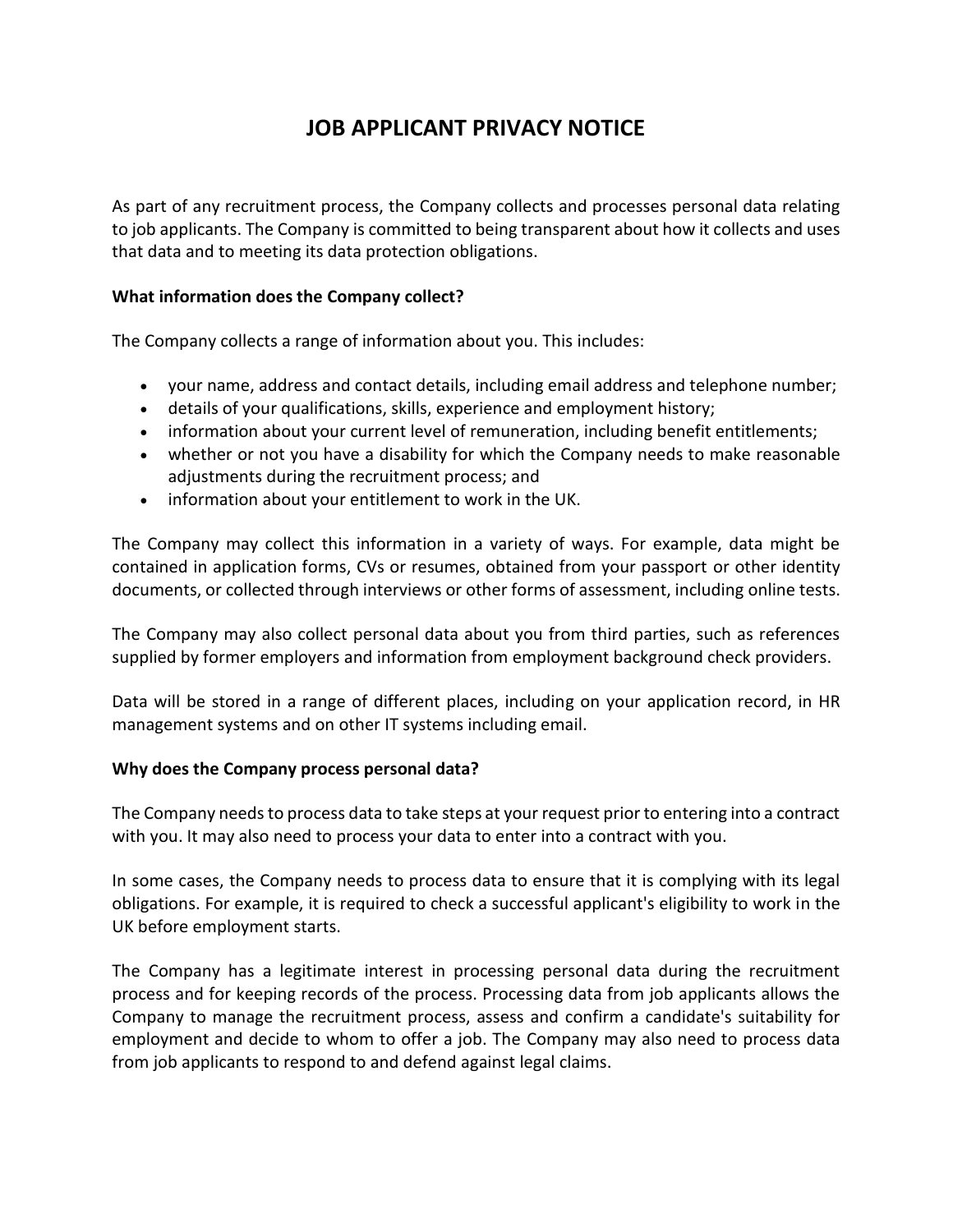# JOB APPLICANT PRIVACY NOTICE

As part of any recruitment process, the Company collects and processes personal data relating to job applicants. The Company is committed to being transparent about how it collects and uses that data and to meeting its data protection obligations.

**What information does the Company collect?**

The Company collects a range of information about you. This includes:

- your name, address and contact details, including email address and telephone number;
- details of your qualifications, skills, experience and employment history;
- information about your current level of remuneration, including benefit entitlements;
- whether or not you have a disability for which the Company needs to make reasonable adjustments during the recruitment process; and
- information about your entitlement to work in the UK.

The Company may collect this information in a variety of ways. For example, data might be contained in application forms, CVs or resumes, obtained from your passport or other identity documents, or collected through interviews or other forms of assessment, including online tests.

The Company may also collect personal data about you from third parties, such as references supplied by former employers and information from employment background check providers.

Data will be stored in a range of different places, including on your application record, in HR management systems and on other IT systems including email.

**Why does the Company process personal data?**

The Company needs to process data to take steps at your request prior to entering into a contract with you. It may also need to process your data to enter into a contract with you.

In some cases, the Company needs to process data to ensure that it is complying with its legal obligations. For example, it is required to check a successful applicant's eligibility to work in the UK before employment starts.

The Company has a legitimate interest in processing personal data during the recruitment process and for keeping records of the process. Processing data from job applicants allows the Company to manage the recruitment process, assess and confirm a candidate's suitability for employment and decide to whom to offer a job. The Company may also need to process data from job applicants to respond to and defend against legal claims.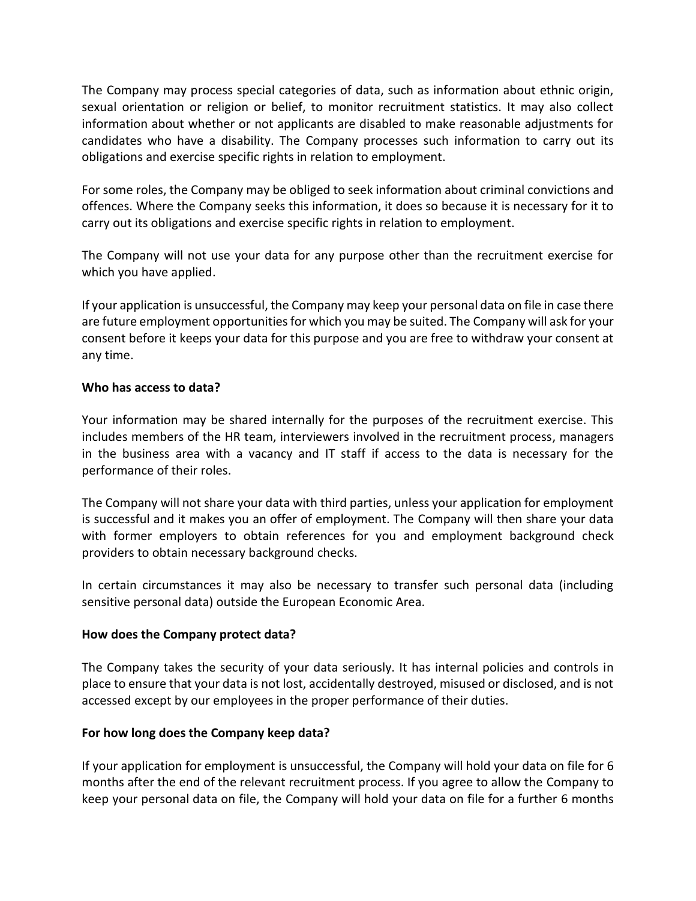The Company may process special categories of data, such as information about ethnic origin, sexual orientation or religion or belief, to monitor recruitment statistics. It may also collect information about whether or not applicants are disabled to make reasonable adjustments for candidates who have a disability. The Company processes such information to carry out its obligations and exercise specific rights in relation to employment.

For some roles, the Company may be obliged to seek information about criminal convictions and offences. Where the Company seeks this information, it does so because it is necessary for it to carry out its obligations and exercise specific rights in relation to employment.

The Company will not use your data for any purpose other than the recruitment exercise for which you have applied.

If your application is unsuccessful, the Company may keep your personal data on file in case there are future employment opportunities for which you may be suited. The Company will ask for your consent before it keeps your data for this purpose and you are free to withdraw your consent at any time.

**Who has access to data?**

Your information may be shared internally for the purposes of the recruitment exercise. This includes members of the HR team, interviewers involved in the recruitment process, managers in the business area with a vacancy and IT staff if access to the data is necessary for the performance of their roles.

The Company will not share your data with third parties, unless your application for employment is successful and it makes you an offer of employment. The Company will then share your data with former employers to obtain references for you and employment background check providers to obtain necessary background checks.

In certain circumstances it may also be necessary to transfer such personal data (including sensitive personal data) outside the European Economic Area.

**How does the Company protect data?**

The Company takes the security of your data seriously. It has internal policies and controls in place to ensure that your data is not lost, accidentally destroyed, misused or disclosed, and is not accessed except by our employees in the proper performance of their duties.

**For how long does the Company keep data?**

If your application for employment is unsuccessful, the Company will hold your data on file for 6 months after the end of the relevant recruitment process. If you agree to allow the Company to keep your personal data on file, the Company will hold your data on file for a further 6 months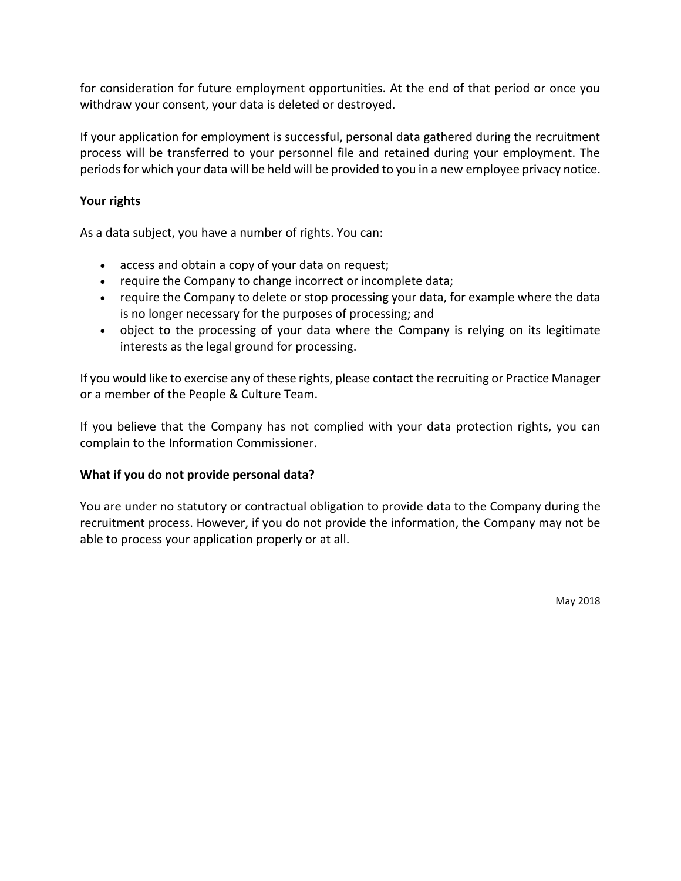for consideration for future employment opportunities. At the end of that period or once you withdraw your consent, your data is deleted or destroyed.

If your application for employment is successful, personal data gathered during the recruitment process will be transferred to your personnel file and retained during your employment. The periods for which your data will be held will be provided to you in a new employee privacy notice.

**Your rights**

As a data subject, you have a number of rights. You can:

- access and obtain a copy of your data on request;
- require the Company to change incorrect or incomplete data;
- require the Company to delete or stop processing your data, for example where the data is no longer necessary for the purposes of processing; and
- object to the processing of your data where the Company is relying on its legitimate interests as the legal ground for processing.

If you would like to exercise any of these rights, please contact the recruiting or Practice Manager or a member of the People & Culture Team.

If you believe that the Company has not complied with your data protection rights, you can complain to the Information Commissioner.

**What if you do not provide personal data?**

You are under no statutory or contractual obligation to provide data to the Company during the recruitment process. However, if you do not provide the information, the Company may not be able to process your application properly or at all.

May 2018